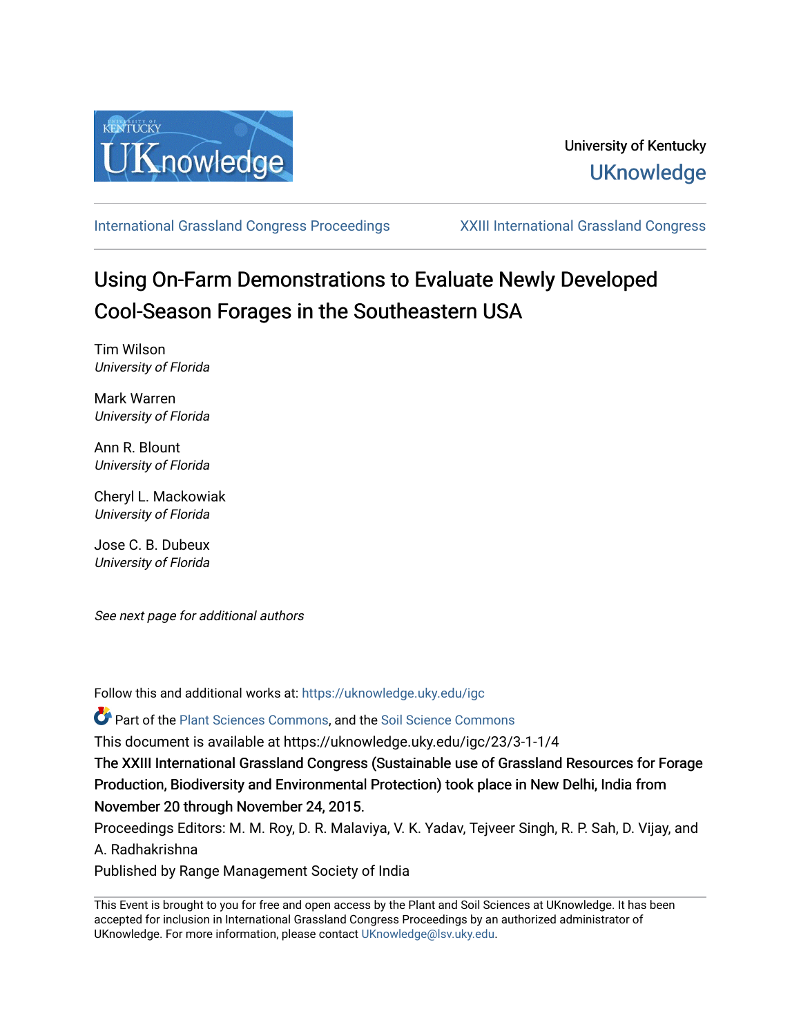University of Kentucky

UKnowledge

International Grassland Congress Proceedings | XXIII International Grassland Congress

# Using On-Farm Demonstrations to Evaluate Newly Developed Cool-Season Forages in the Southeastern USA

Tim Wilson
*University of Florida*

Mark Warren
*University of Florida*

Ann R. Blount
*University of Florida*

Cheryl L. Mackowiak
*University of Florida*

Jose C. B. Dubeux
*University of Florida*

*See next page for additional authors*

Follow this and additional works at: https://uknowledge.uky.edu/igc

Part of the Plant Sciences Commons, and the Soil Science Commons

This document is available at https://uknowledge.uky.edu/igc/23/3-1-1/4

The XXIII International Grassland Congress (Sustainable use of Grassland Resources for Forage Production, Biodiversity and Environmental Protection) took place in New Delhi, India from November 20 through November 24, 2015.

Proceedings Editors: M. M. Roy, D. R. Malaviya, V. K. Yadav, Tejveer Singh, R. P. Sah, D. Vijay, and A. Radhakrishna

Published by Range Management Society of India

This Event is brought to you for free and open access by the Plant and Soil Sciences at UKnowledge. It has been accepted for inclusion in International Grassland Congress Proceedings by an authorized administrator of UKnowledge. For more information, please contact UKnowledge@lsv.uky.edu.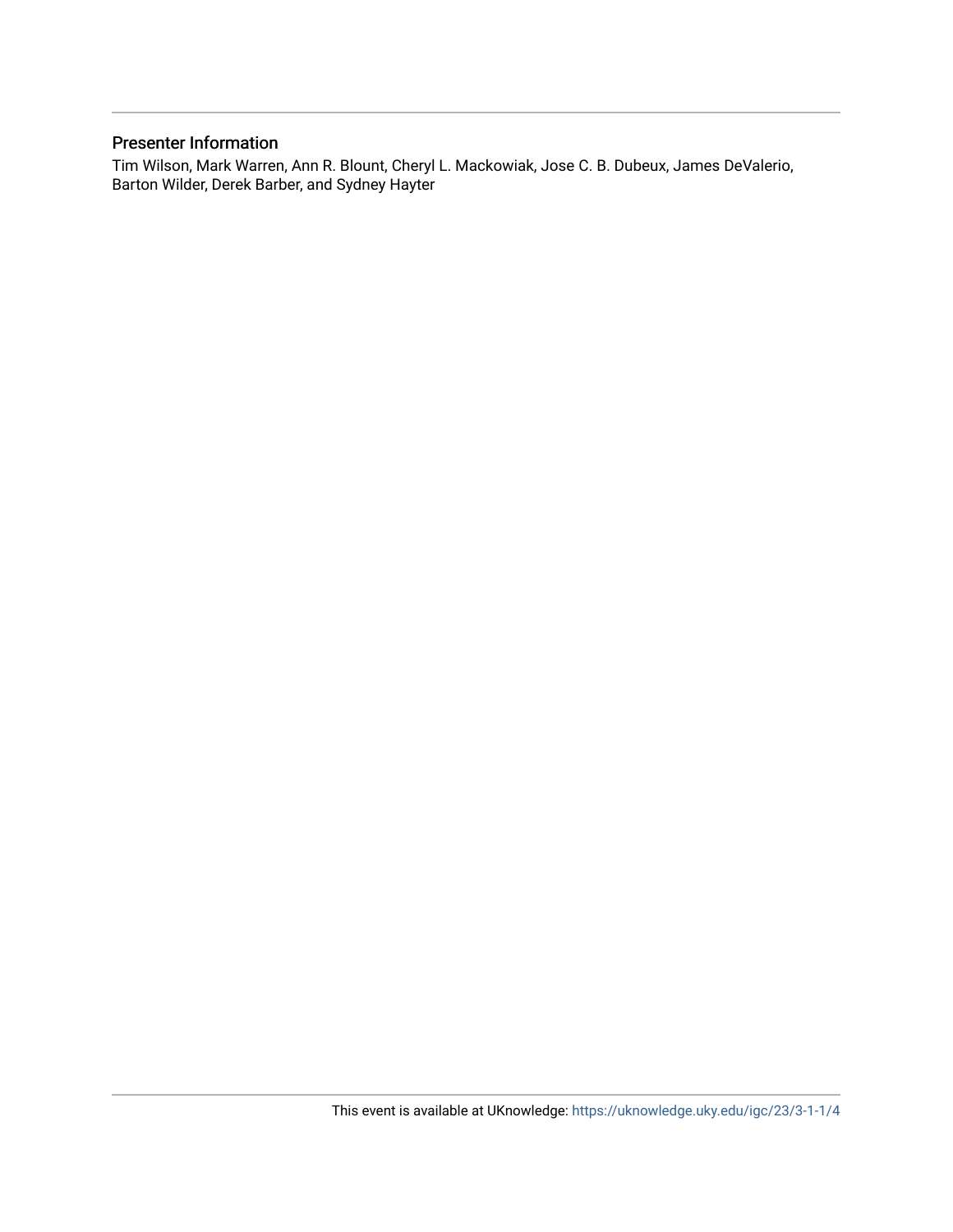## Presenter Information

Tim Wilson, Mark Warren, Ann R. Blount, Cheryl L. Mackowiak, Jose C. B. Dubeux, James DeValerio, Barton Wilder, Derek Barber, and Sydney Hayter

This event is available at UKnowledge: https://uknowledge.uky.edu/igc/23/3-1-1/4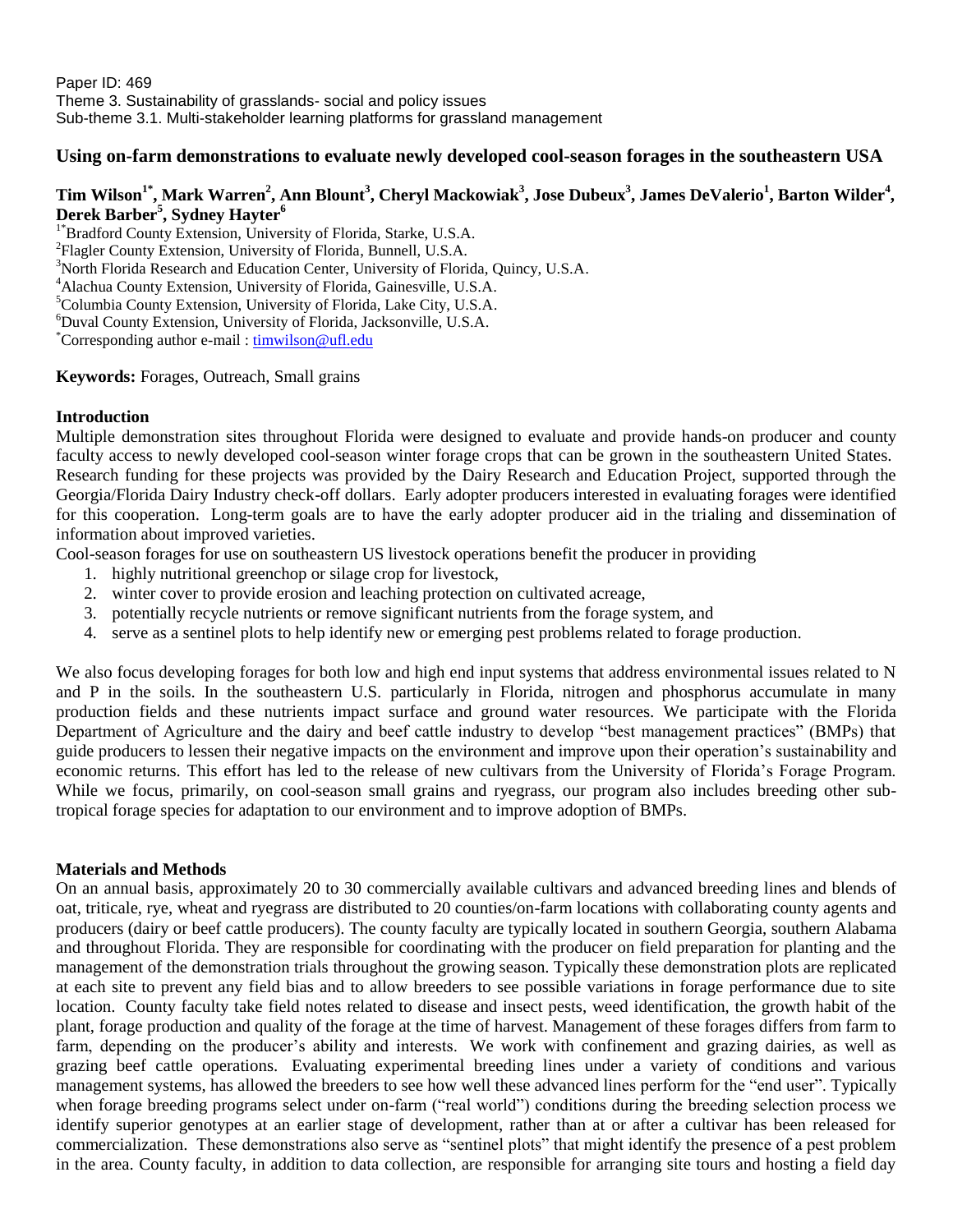Paper ID: 469
Theme 3. Sustainability of grasslands- social and policy issues
Sub-theme 3.1. Multi-stakeholder learning platforms for grassland management

# Using on-farm demonstrations to evaluate newly developed cool-season forages in the southeastern USA

**Tim Wilson[1*], Mark Warren[2], Ann Blount[3], Cheryl Mackowiak[3], Jose Dubeux[3], James DeValerio[1], Barton Wilder[4], Derek Barber[5], Sydney Hayter[6]**

[1*]Bradford County Extension, University of Florida, Starke, U.S.A.
[2]Flagler County Extension, University of Florida, Bunnell, U.S.A.
[3]North Florida Research and Education Center, University of Florida, Quincy, U.S.A.
[4]Alachua County Extension, University of Florida, Gainesville, U.S.A.
[5]Columbia County Extension, University of Florida, Lake City, U.S.A.
[6]Duval County Extension, University of Florida, Jacksonville, U.S.A.
[*]Corresponding author e-mail : timwilson@ufl.edu

**Keywords:** Forages, Outreach, Small grains

## Introduction

Multiple demonstration sites throughout Florida were designed to evaluate and provide hands-on producer and county faculty access to newly developed cool-season winter forage crops that can be grown in the southeastern United States. Research funding for these projects was provided by the Dairy Research and Education Project, supported through the Georgia/Florida Dairy Industry check-off dollars. Early adopter producers interested in evaluating forages were identified for this cooperation. Long-term goals are to have the early adopter producer aid in the trialing and dissemination of information about improved varieties.

Cool-season forages for use on southeastern US livestock operations benefit the producer in providing

1. highly nutritional greenchop or silage crop for livestock,
2. winter cover to provide erosion and leaching protection on cultivated acreage,
3. potentially recycle nutrients or remove significant nutrients from the forage system, and
4. serve as a sentinel plots to help identify new or emerging pest problems related to forage production.

We also focus developing forages for both low and high end input systems that address environmental issues related to N and P in the soils. In the southeastern U.S. particularly in Florida, nitrogen and phosphorus accumulate in many production fields and these nutrients impact surface and ground water resources. We participate with the Florida Department of Agriculture and the dairy and beef cattle industry to develop "best management practices" (BMPs) that guide producers to lessen their negative impacts on the environment and improve upon their operation's sustainability and economic returns. This effort has led to the release of new cultivars from the University of Florida's Forage Program. While we focus, primarily, on cool-season small grains and ryegrass, our program also includes breeding other sub-tropical forage species for adaptation to our environment and to improve adoption of BMPs.

## Materials and Methods

On an annual basis, approximately 20 to 30 commercially available cultivars and advanced breeding lines and blends of oat, triticale, rye, wheat and ryegrass are distributed to 20 counties/on-farm locations with collaborating county agents and producers (dairy or beef cattle producers). The county faculty are typically located in southern Georgia, southern Alabama and throughout Florida. They are responsible for coordinating with the producer on field preparation for planting and the management of the demonstration trials throughout the growing season. Typically these demonstration plots are replicated at each site to prevent any field bias and to allow breeders to see possible variations in forage performance due to site location. County faculty take field notes related to disease and insect pests, weed identification, the growth habit of the plant, forage production and quality of the forage at the time of harvest. Management of these forages differs from farm to farm, depending on the producer's ability and interests. We work with confinement and grazing dairies, as well as grazing beef cattle operations. Evaluating experimental breeding lines under a variety of conditions and various management systems, has allowed the breeders to see how well these advanced lines perform for the "end user". Typically when forage breeding programs select under on-farm ("real world") conditions during the breeding selection process we identify superior genotypes at an earlier stage of development, rather than at or after a cultivar has been released for commercialization. These demonstrations also serve as "sentinel plots" that might identify the presence of a pest problem in the area. County faculty, in addition to data collection, are responsible for arranging site tours and hosting a field day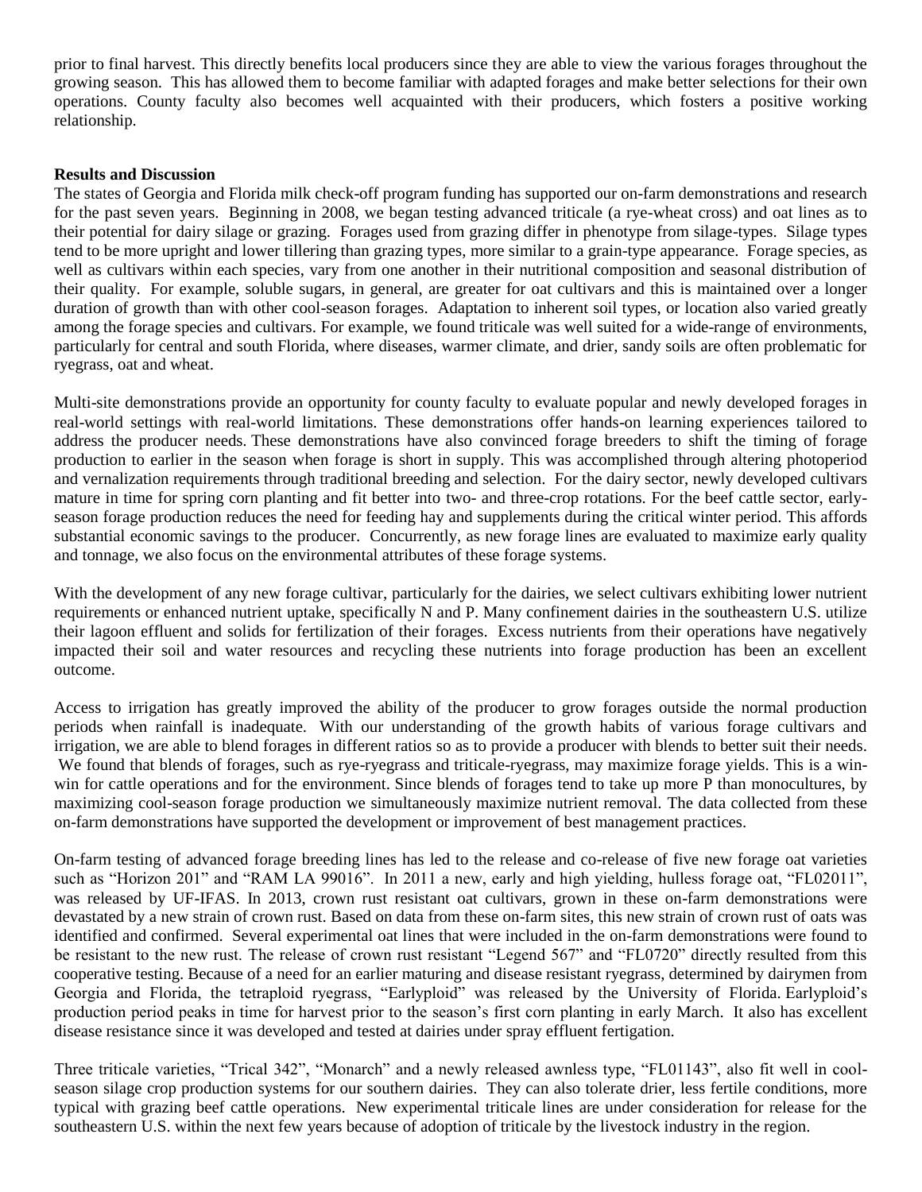prior to final harvest. This directly benefits local producers since they are able to view the various forages throughout the growing season. This has allowed them to become familiar with adapted forages and make better selections for their own operations. County faculty also becomes well acquainted with their producers, which fosters a positive working relationship.

**Results and Discussion**

The states of Georgia and Florida milk check-off program funding has supported our on-farm demonstrations and research for the past seven years. Beginning in 2008, we began testing advanced triticale (a rye-wheat cross) and oat lines as to their potential for dairy silage or grazing. Forages used from grazing differ in phenotype from silage-types. Silage types tend to be more upright and lower tillering than grazing types, more similar to a grain-type appearance. Forage species, as well as cultivars within each species, vary from one another in their nutritional composition and seasonal distribution of their quality. For example, soluble sugars, in general, are greater for oat cultivars and this is maintained over a longer duration of growth than with other cool-season forages. Adaptation to inherent soil types, or location also varied greatly among the forage species and cultivars. For example, we found triticale was well suited for a wide-range of environments, particularly for central and south Florida, where diseases, warmer climate, and drier, sandy soils are often problematic for ryegrass, oat and wheat.

Multi-site demonstrations provide an opportunity for county faculty to evaluate popular and newly developed forages in real-world settings with real-world limitations. These demonstrations offer hands-on learning experiences tailored to address the producer needs. These demonstrations have also convinced forage breeders to shift the timing of forage production to earlier in the season when forage is short in supply. This was accomplished through altering photoperiod and vernalization requirements through traditional breeding and selection. For the dairy sector, newly developed cultivars mature in time for spring corn planting and fit better into two- and three-crop rotations. For the beef cattle sector, early-season forage production reduces the need for feeding hay and supplements during the critical winter period. This affords substantial economic savings to the producer. Concurrently, as new forage lines are evaluated to maximize early quality and tonnage, we also focus on the environmental attributes of these forage systems.

With the development of any new forage cultivar, particularly for the dairies, we select cultivars exhibiting lower nutrient requirements or enhanced nutrient uptake, specifically N and P. Many confinement dairies in the southeastern U.S. utilize their lagoon effluent and solids for fertilization of their forages. Excess nutrients from their operations have negatively impacted their soil and water resources and recycling these nutrients into forage production has been an excellent outcome.

Access to irrigation has greatly improved the ability of the producer to grow forages outside the normal production periods when rainfall is inadequate. With our understanding of the growth habits of various forage cultivars and irrigation, we are able to blend forages in different ratios so as to provide a producer with blends to better suit their needs. We found that blends of forages, such as rye-ryegrass and triticale-ryegrass, may maximize forage yields. This is a win-win for cattle operations and for the environment. Since blends of forages tend to take up more P than monocultures, by maximizing cool-season forage production we simultaneously maximize nutrient removal. The data collected from these on-farm demonstrations have supported the development or improvement of best management practices.

On-farm testing of advanced forage breeding lines has led to the release and co-release of five new forage oat varieties such as "Horizon 201" and "RAM LA 99016". In 2011 a new, early and high yielding, hulless forage oat, "FL02011", was released by UF-IFAS. In 2013, crown rust resistant oat cultivars, grown in these on-farm demonstrations were devastated by a new strain of crown rust. Based on data from these on-farm sites, this new strain of crown rust of oats was identified and confirmed. Several experimental oat lines that were included in the on-farm demonstrations were found to be resistant to the new rust. The release of crown rust resistant "Legend 567" and "FL0720" directly resulted from this cooperative testing. Because of a need for an earlier maturing and disease resistant ryegrass, determined by dairymen from Georgia and Florida, the tetraploid ryegrass, "Earlyploid" was released by the University of Florida. Earlyploid's production period peaks in time for harvest prior to the season's first corn planting in early March. It also has excellent disease resistance since it was developed and tested at dairies under spray effluent fertigation.

Three triticale varieties, "Trical 342", "Monarch" and a newly released awnless type, "FL01143", also fit well in cool-season silage crop production systems for our southern dairies. They can also tolerate drier, less fertile conditions, more typical with grazing beef cattle operations. New experimental triticale lines are under consideration for release for the southeastern U.S. within the next few years because of adoption of triticale by the livestock industry in the region.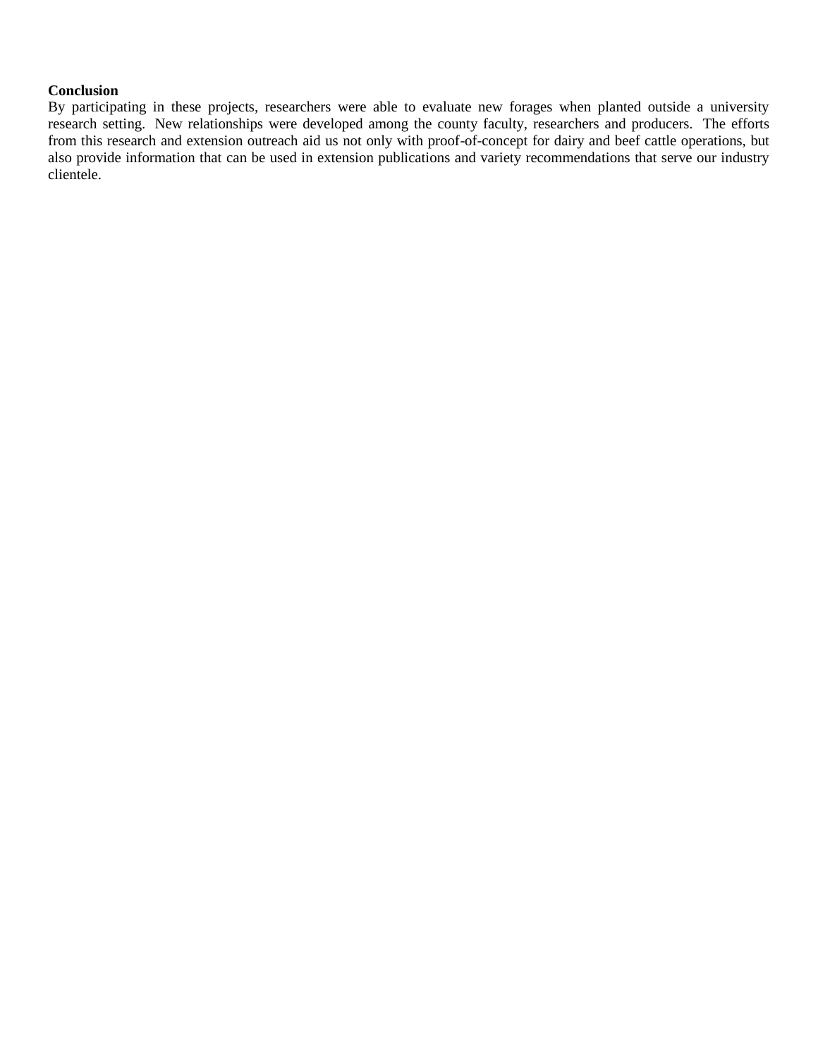**Conclusion**

By participating in these projects, researchers were able to evaluate new forages when planted outside a university research setting. New relationships were developed among the county faculty, researchers and producers. The efforts from this research and extension outreach aid us not only with proof-of-concept for dairy and beef cattle operations, but also provide information that can be used in extension publications and variety recommendations that serve our industry clientele.